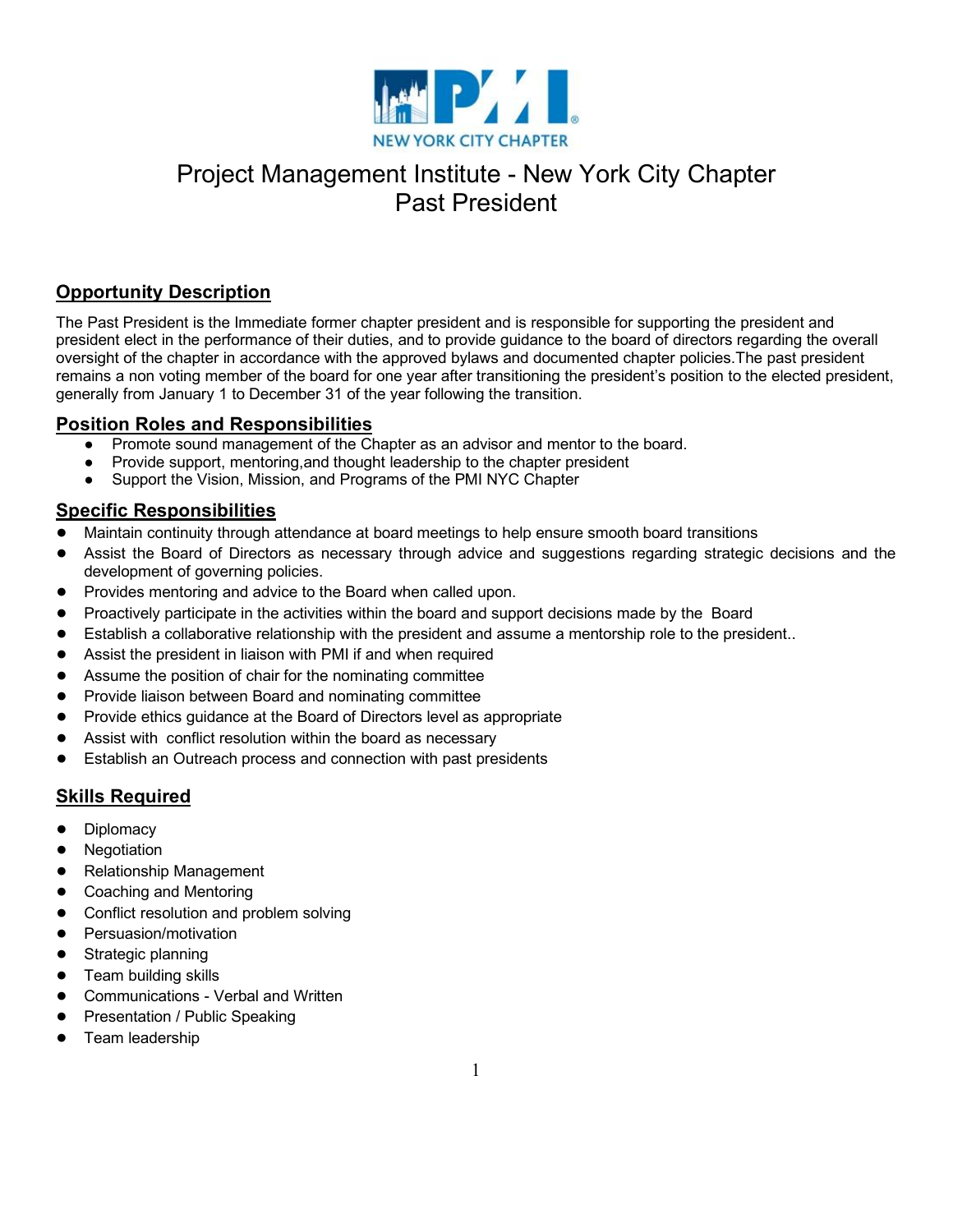NEW YORK CITY CHAPTER

# Project Management Institute - New York City Chapter
# Past President

## Opportunity Description

The Past President is the Immediate former chapter president and is responsible for supporting the president and president elect in the performance of their duties, and to provide guidance to the board of directors regarding the overall oversight of the chapter in accordance with the approved bylaws and documented chapter policies.The past president remains a non voting member of the board for one year after transitioning the president's position to the elected president, generally from January 1 to December 31 of the year following the transition.

## Position Roles and Responsibilities

- Promote sound management of the Chapter as an advisor and mentor to the board.
- Provide support, mentoring,and thought leadership to the chapter president
- Support the Vision, Mission, and Programs of the PMI NYC Chapter

## Specific Responsibilities

- Maintain continuity through attendance at board meetings to help ensure smooth board transitions
- Assist the Board of Directors as necessary through advice and suggestions regarding strategic decisions and the development of governing policies.
- Provides mentoring and advice to the Board when called upon.
- Proactively participate in the activities within the board and support decisions made by the Board
- Establish a collaborative relationship with the president and assume a mentorship role to the president..
- Assist the president in liaison with PMI if and when required
- Assume the position of chair for the nominating committee
- Provide liaison between Board and nominating committee
- Provide ethics guidance at the Board of Directors level as appropriate
- Assist with conflict resolution within the board as necessary
- Establish an Outreach process and connection with past presidents

## Skills Required

- Diplomacy
- Negotiation
- Relationship Management
- Coaching and Mentoring
- Conflict resolution and problem solving
- Persuasion/motivation
- Strategic planning
- Team building skills
- Communications - Verbal and Written
- Presentation / Public Speaking
- Team leadership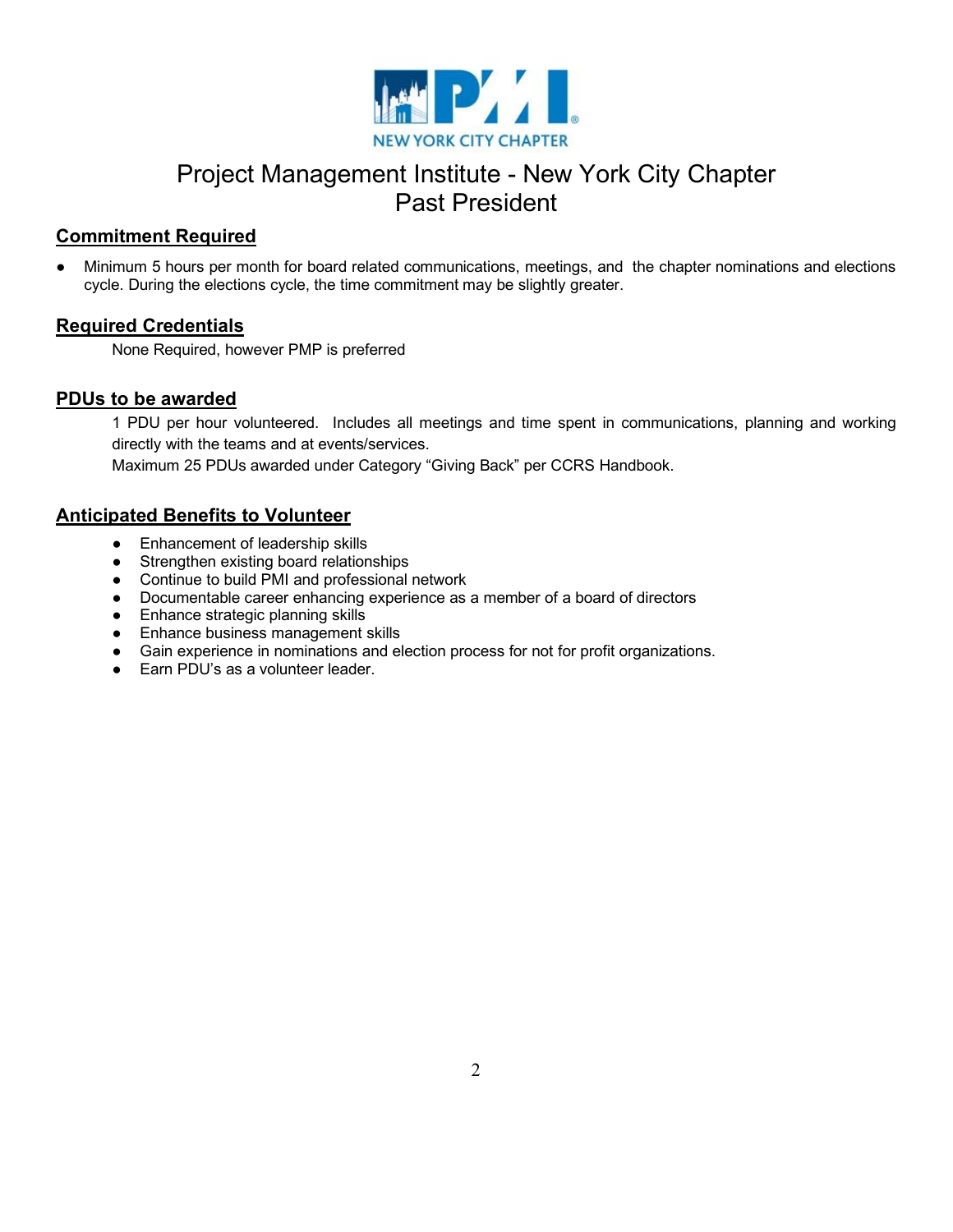NEW YORK CITY CHAPTER

# Project Management Institute - New York City Chapter
# Past President

## Commitment Required

- Minimum 5 hours per month for board related communications, meetings, and the chapter nominations and elections cycle. During the elections cycle, the time commitment may be slightly greater.

## Required Credentials

None Required, however PMP is preferred

## PDUs to be awarded

1 PDU per hour volunteered. Includes all meetings and time spent in communications, planning and working directly with the teams and at events/services.

Maximum 25 PDUs awarded under Category "Giving Back" per CCRS Handbook.

## Anticipated Benefits to Volunteer

- Enhancement of leadership skills
- Strengthen existing board relationships
- Continue to build PMI and professional network
- Documentable career enhancing experience as a member of a board of directors
- Enhance strategic planning skills
- Enhance business management skills
- Gain experience in nominations and election process for not for profit organizations.
- Earn PDU's as a volunteer leader.